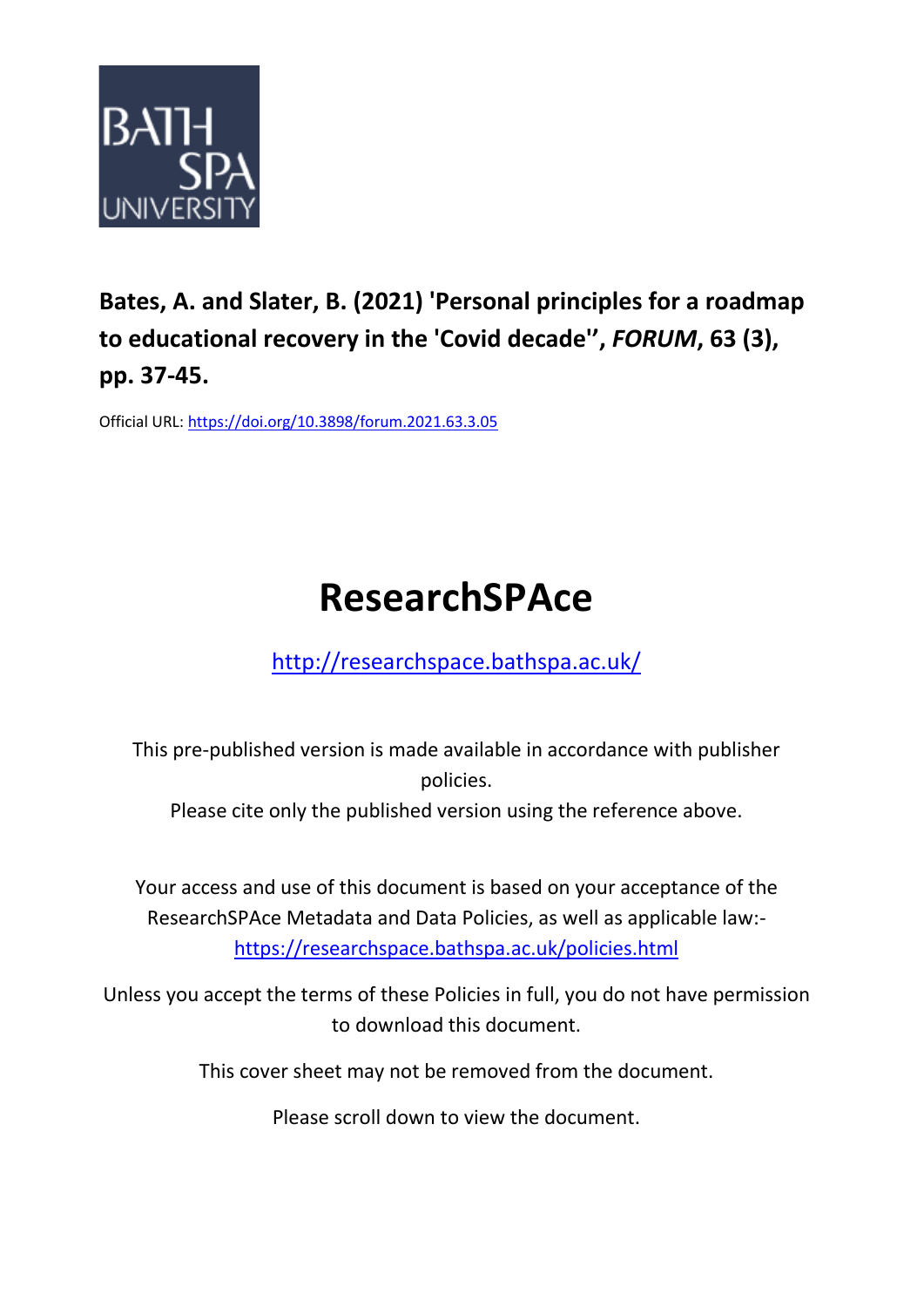BATH SPA UNIVERSITY

**Bates, A. and Slater, B. (2021) 'Personal principles for a roadmap to educational recovery in the 'Covid decade'', *FORUM*, 63 (3), pp. 37-45.**

Official URL: https://doi.org/10.3898/forum.2021.63.3.05

# ResearchSPAce

http://researchspace.bathspa.ac.uk/

This pre-published version is made available in accordance with publisher policies.

Please cite only the published version using the reference above.

Your access and use of this document is based on your acceptance of the ResearchSPAce Metadata and Data Policies, as well as applicable law:- https://researchspace.bathspa.ac.uk/policies.html

Unless you accept the terms of these Policies in full, you do not have permission to download this document.

This cover sheet may not be removed from the document.

Please scroll down to view the document.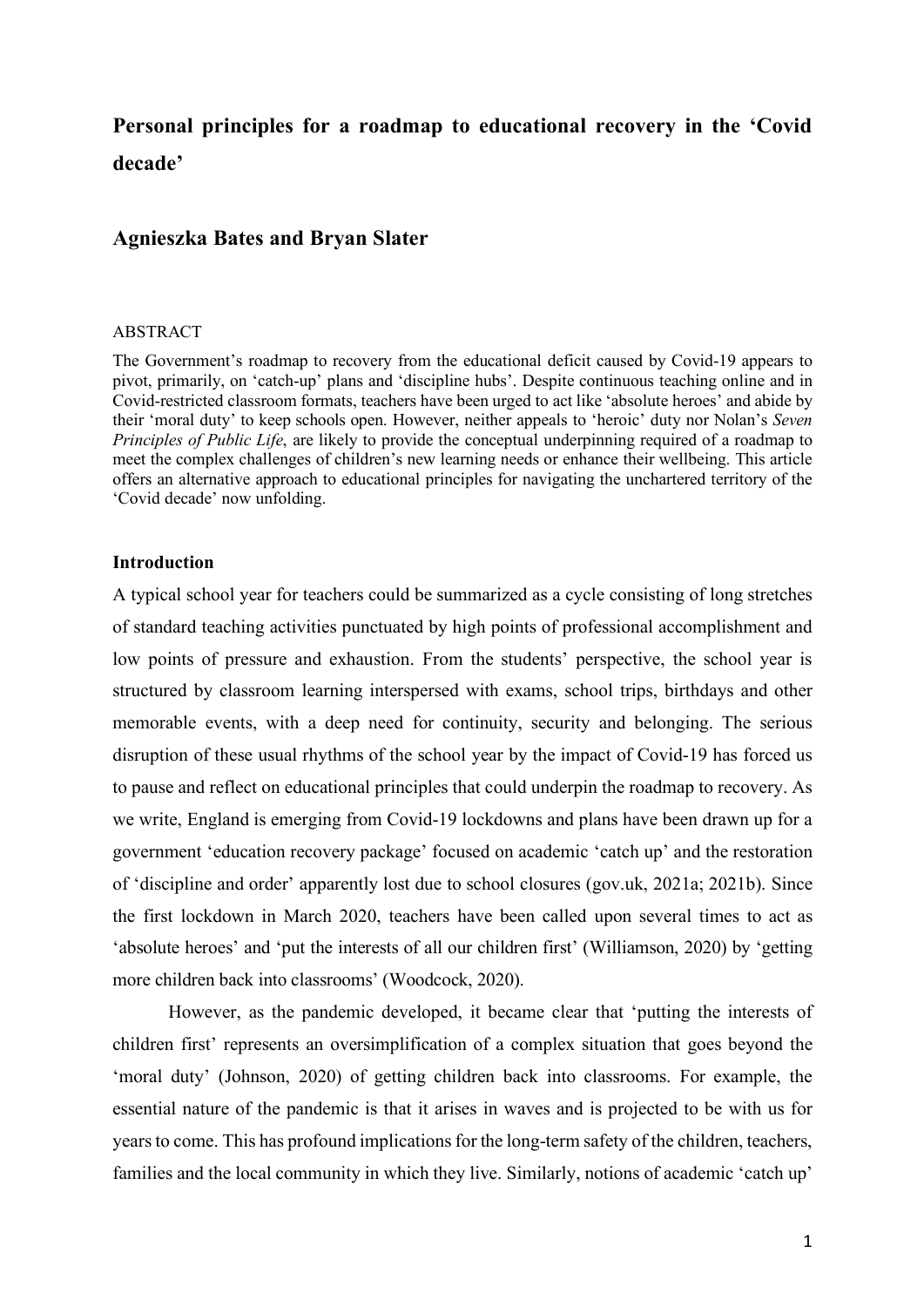# Personal principles for a roadmap to educational recovery in the 'Covid decade'

## Agnieszka Bates and Bryan Slater

ABSTRACT

The Government's roadmap to recovery from the educational deficit caused by Covid-19 appears to pivot, primarily, on 'catch-up' plans and 'discipline hubs'. Despite continuous teaching online and in Covid-restricted classroom formats, teachers have been urged to act like 'absolute heroes' and abide by their 'moral duty' to keep schools open. However, neither appeals to 'heroic' duty nor Nolan's *Seven Principles of Public Life*, are likely to provide the conceptual underpinning required of a roadmap to meet the complex challenges of children's new learning needs or enhance their wellbeing. This article offers an alternative approach to educational principles for navigating the unchartered territory of the 'Covid decade' now unfolding.

### Introduction

A typical school year for teachers could be summarized as a cycle consisting of long stretches of standard teaching activities punctuated by high points of professional accomplishment and low points of pressure and exhaustion. From the students' perspective, the school year is structured by classroom learning interspersed with exams, school trips, birthdays and other memorable events, with a deep need for continuity, security and belonging. The serious disruption of these usual rhythms of the school year by the impact of Covid-19 has forced us to pause and reflect on educational principles that could underpin the roadmap to recovery. As we write, England is emerging from Covid-19 lockdowns and plans have been drawn up for a government 'education recovery package' focused on academic 'catch up' and the restoration of 'discipline and order' apparently lost due to school closures (gov.uk, 2021a; 2021b). Since the first lockdown in March 2020, teachers have been called upon several times to act as 'absolute heroes' and 'put the interests of all our children first' (Williamson, 2020) by 'getting more children back into classrooms' (Woodcock, 2020).

However, as the pandemic developed, it became clear that 'putting the interests of children first' represents an oversimplification of a complex situation that goes beyond the 'moral duty' (Johnson, 2020) of getting children back into classrooms. For example, the essential nature of the pandemic is that it arises in waves and is projected to be with us for years to come. This has profound implications for the long-term safety of the children, teachers, families and the local community in which they live. Similarly, notions of academic 'catch up'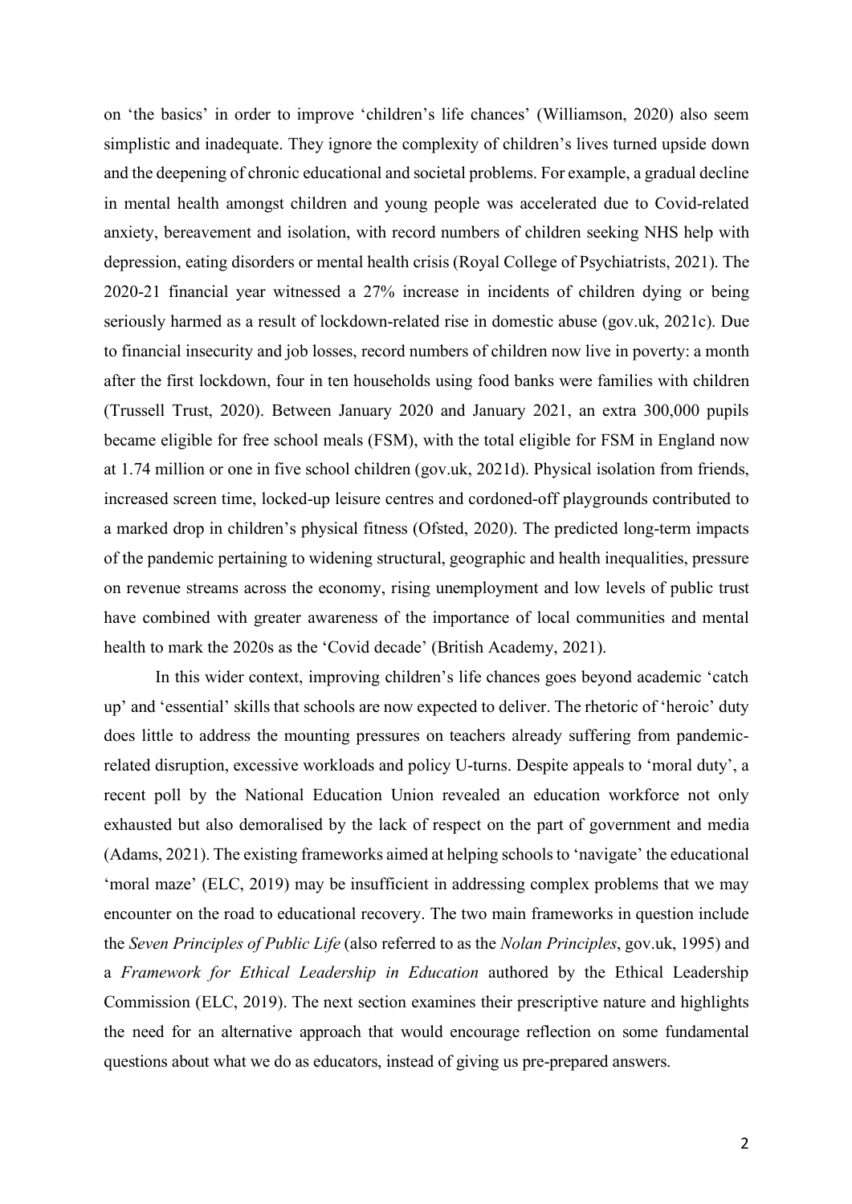on 'the basics' in order to improve 'children's life chances' (Williamson, 2020) also seem simplistic and inadequate. They ignore the complexity of children's lives turned upside down and the deepening of chronic educational and societal problems. For example, a gradual decline in mental health amongst children and young people was accelerated due to Covid-related anxiety, bereavement and isolation, with record numbers of children seeking NHS help with depression, eating disorders or mental health crisis (Royal College of Psychiatrists, 2021). The 2020-21 financial year witnessed a 27% increase in incidents of children dying or being seriously harmed as a result of lockdown-related rise in domestic abuse (gov.uk, 2021c). Due to financial insecurity and job losses, record numbers of children now live in poverty: a month after the first lockdown, four in ten households using food banks were families with children (Trussell Trust, 2020). Between January 2020 and January 2021, an extra 300,000 pupils became eligible for free school meals (FSM), with the total eligible for FSM in England now at 1.74 million or one in five school children (gov.uk, 2021d). Physical isolation from friends, increased screen time, locked-up leisure centres and cordoned-off playgrounds contributed to a marked drop in children's physical fitness (Ofsted, 2020). The predicted long-term impacts of the pandemic pertaining to widening structural, geographic and health inequalities, pressure on revenue streams across the economy, rising unemployment and low levels of public trust have combined with greater awareness of the importance of local communities and mental health to mark the 2020s as the 'Covid decade' (British Academy, 2021).

In this wider context, improving children's life chances goes beyond academic 'catch up' and 'essential' skills that schools are now expected to deliver. The rhetoric of 'heroic' duty does little to address the mounting pressures on teachers already suffering from pandemic-related disruption, excessive workloads and policy U-turns. Despite appeals to 'moral duty', a recent poll by the National Education Union revealed an education workforce not only exhausted but also demoralised by the lack of respect on the part of government and media (Adams, 2021). The existing frameworks aimed at helping schools to 'navigate' the educational 'moral maze' (ELC, 2019) may be insufficient in addressing complex problems that we may encounter on the road to educational recovery. The two main frameworks in question include the *Seven Principles of Public Life* (also referred to as the *Nolan Principles*, gov.uk, 1995) and a *Framework for Ethical Leadership in Education* authored by the Ethical Leadership Commission (ELC, 2019). The next section examines their prescriptive nature and highlights the need for an alternative approach that would encourage reflection on some fundamental questions about what we do as educators, instead of giving us pre-prepared answers.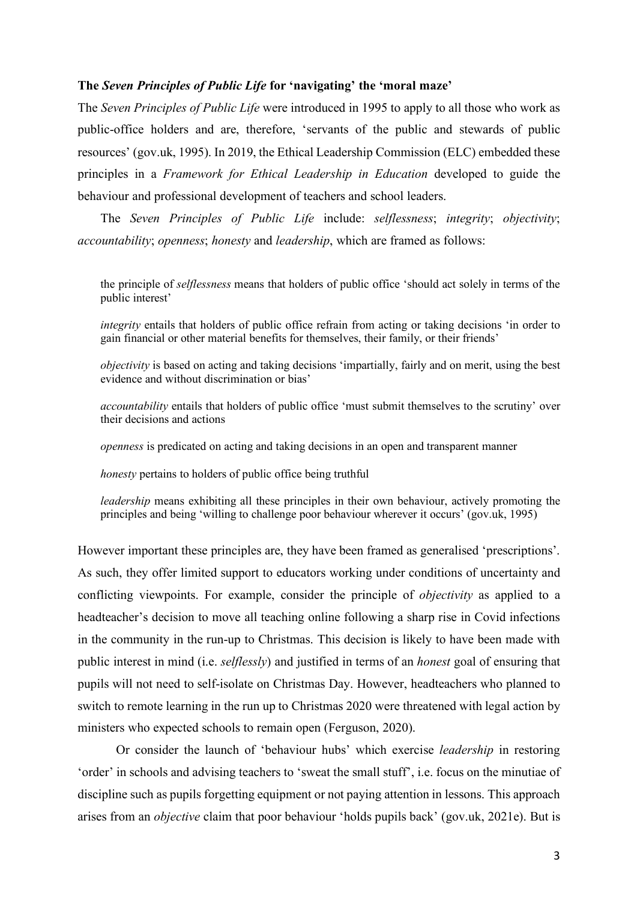### The *Seven Principles of Public Life* for 'navigating' the 'moral maze'

The *Seven Principles of Public Life* were introduced in 1995 to apply to all those who work as public-office holders and are, therefore, 'servants of the public and stewards of public resources' (gov.uk, 1995). In 2019, the Ethical Leadership Commission (ELC) embedded these principles in a *Framework for Ethical Leadership in Education* developed to guide the behaviour and professional development of teachers and school leaders.

The *Seven Principles of Public Life* include: *selflessness*; *integrity*; *objectivity*; *accountability*; *openness*; *honesty* and *leadership*, which are framed as follows:

> the principle of *selflessness* means that holders of public office 'should act solely in terms of the public interest'
>
> *integrity* entails that holders of public office refrain from acting or taking decisions 'in order to gain financial or other material benefits for themselves, their family, or their friends'
>
> *objectivity* is based on acting and taking decisions 'impartially, fairly and on merit, using the best evidence and without discrimination or bias'
>
> *accountability* entails that holders of public office 'must submit themselves to the scrutiny' over their decisions and actions
>
> *openness* is predicated on acting and taking decisions in an open and transparent manner
>
> *honesty* pertains to holders of public office being truthful
>
> *leadership* means exhibiting all these principles in their own behaviour, actively promoting the principles and being 'willing to challenge poor behaviour wherever it occurs' (gov.uk, 1995)

However important these principles are, they have been framed as generalised 'prescriptions'. As such, they offer limited support to educators working under conditions of uncertainty and conflicting viewpoints. For example, consider the principle of *objectivity* as applied to a headteacher's decision to move all teaching online following a sharp rise in Covid infections in the community in the run-up to Christmas. This decision is likely to have been made with public interest in mind (i.e. *selflessly*) and justified in terms of an *honest* goal of ensuring that pupils will not need to self-isolate on Christmas Day. However, headteachers who planned to switch to remote learning in the run up to Christmas 2020 were threatened with legal action by ministers who expected schools to remain open (Ferguson, 2020).

Or consider the launch of 'behaviour hubs' which exercise *leadership* in restoring 'order' in schools and advising teachers to 'sweat the small stuff', i.e. focus on the minutiae of discipline such as pupils forgetting equipment or not paying attention in lessons. This approach arises from an *objective* claim that poor behaviour 'holds pupils back' (gov.uk, 2021e). But is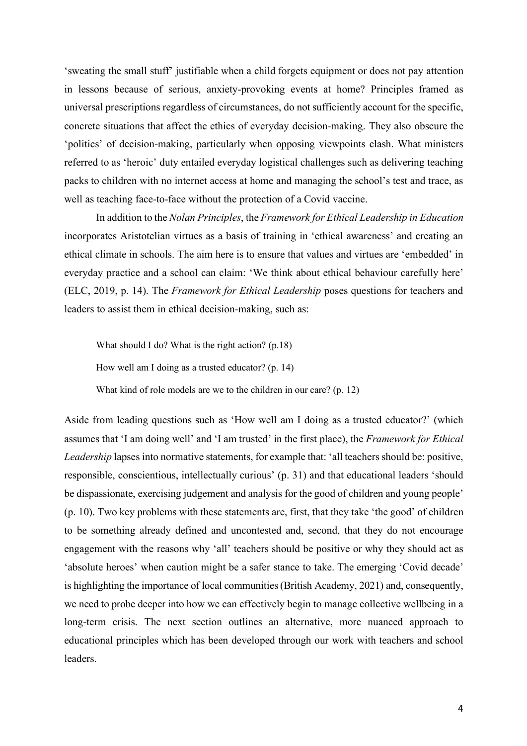'sweating the small stuff' justifiable when a child forgets equipment or does not pay attention in lessons because of serious, anxiety-provoking events at home? Principles framed as universal prescriptions regardless of circumstances, do not sufficiently account for the specific, concrete situations that affect the ethics of everyday decision-making. They also obscure the 'politics' of decision-making, particularly when opposing viewpoints clash. What ministers referred to as 'heroic' duty entailed everyday logistical challenges such as delivering teaching packs to children with no internet access at home and managing the school's test and trace, as well as teaching face-to-face without the protection of a Covid vaccine.

In addition to the *Nolan Principles*, the *Framework for Ethical Leadership in Education* incorporates Aristotelian virtues as a basis of training in 'ethical awareness' and creating an ethical climate in schools. The aim here is to ensure that values and virtues are 'embedded' in everyday practice and a school can claim: 'We think about ethical behaviour carefully here' (ELC, 2019, p. 14). The *Framework for Ethical Leadership* poses questions for teachers and leaders to assist them in ethical decision-making, such as:

> What should I do? What is the right action? (p.18)
>
> How well am I doing as a trusted educator? (p. 14)
>
> What kind of role models are we to the children in our care? (p. 12)

Aside from leading questions such as 'How well am I doing as a trusted educator?' (which assumes that 'I am doing well' and 'I am trusted' in the first place), the *Framework for Ethical Leadership* lapses into normative statements, for example that: 'all teachers should be: positive, responsible, conscientious, intellectually curious' (p. 31) and that educational leaders 'should be dispassionate, exercising judgement and analysis for the good of children and young people' (p. 10). Two key problems with these statements are, first, that they take 'the good' of children to be something already defined and uncontested and, second, that they do not encourage engagement with the reasons why 'all' teachers should be positive or why they should act as 'absolute heroes' when caution might be a safer stance to take. The emerging 'Covid decade' is highlighting the importance of local communities (British Academy, 2021) and, consequently, we need to probe deeper into how we can effectively begin to manage collective wellbeing in a long-term crisis. The next section outlines an alternative, more nuanced approach to educational principles which has been developed through our work with teachers and school leaders.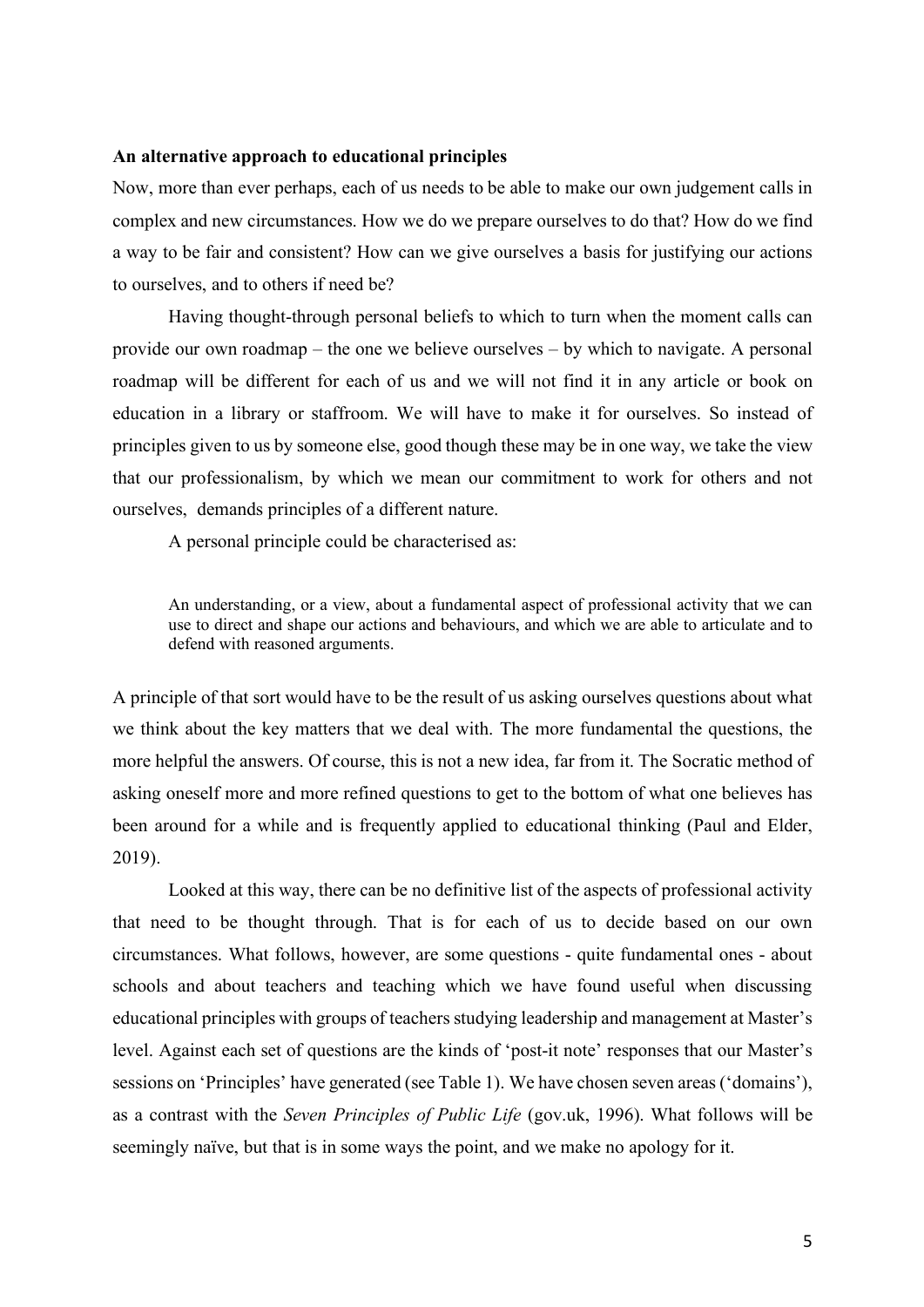**An alternative approach to educational principles**

Now, more than ever perhaps, each of us needs to be able to make our own judgement calls in complex and new circumstances. How we do we prepare ourselves to do that? How do we find a way to be fair and consistent? How can we give ourselves a basis for justifying our actions to ourselves, and to others if need be?

Having thought-through personal beliefs to which to turn when the moment calls can provide our own roadmap – the one we believe ourselves – by which to navigate. A personal roadmap will be different for each of us and we will not find it in any article or book on education in a library or staffroom. We will have to make it for ourselves. So instead of principles given to us by someone else, good though these may be in one way, we take the view that our professionalism, by which we mean our commitment to work for others and not ourselves, demands principles of a different nature.

A personal principle could be characterised as:

> An understanding, or a view, about a fundamental aspect of professional activity that we can use to direct and shape our actions and behaviours, and which we are able to articulate and to defend with reasoned arguments.

A principle of that sort would have to be the result of us asking ourselves questions about what we think about the key matters that we deal with. The more fundamental the questions, the more helpful the answers. Of course, this is not a new idea, far from it. The Socratic method of asking oneself more and more refined questions to get to the bottom of what one believes has been around for a while and is frequently applied to educational thinking (Paul and Elder, 2019).

Looked at this way, there can be no definitive list of the aspects of professional activity that need to be thought through. That is for each of us to decide based on our own circumstances. What follows, however, are some questions - quite fundamental ones - about schools and about teachers and teaching which we have found useful when discussing educational principles with groups of teachers studying leadership and management at Master's level. Against each set of questions are the kinds of 'post-it note' responses that our Master's sessions on 'Principles' have generated (see Table 1). We have chosen seven areas ('domains'), as a contrast with the *Seven Principles of Public Life* (gov.uk, 1996). What follows will be seemingly naïve, but that is in some ways the point, and we make no apology for it.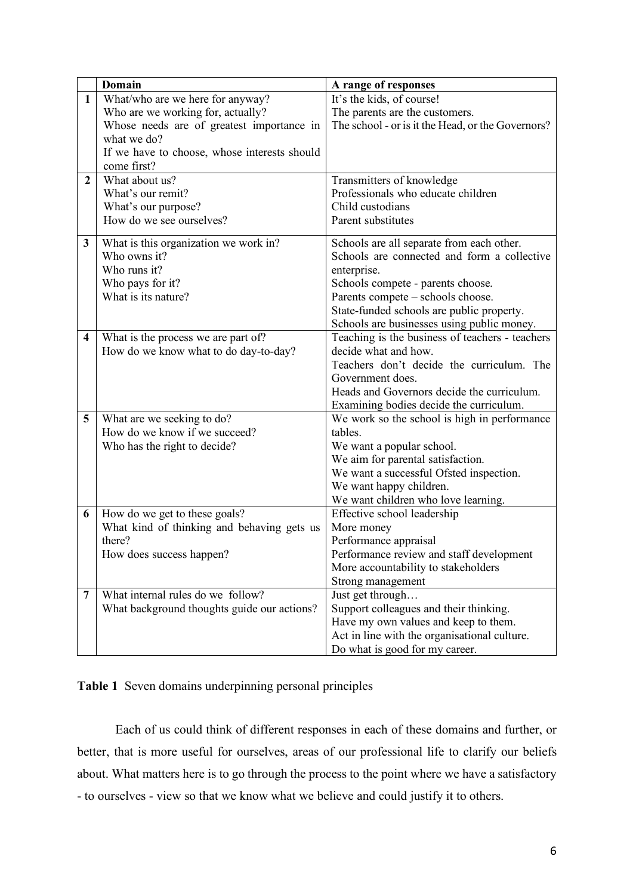| | Domain | A range of responses |
|---|---|---|
| **1** | What/who are we here for anyway?<br>Who are we working for, actually?<br>Whose needs are of greatest importance in what we do?<br>If we have to choose, whose interests should come first? | It's the kids, of course!<br>The parents are the customers.<br>The school - or is it the Head, or the Governors? |
| **2** | What about us?<br>What's our remit?<br>What's our purpose?<br>How do we see ourselves? | Transmitters of knowledge<br>Professionals who educate children<br>Child custodians<br>Parent substitutes |
| **3** | What is this organization we work in?<br>Who owns it?<br>Who runs it?<br>Who pays for it?<br>What is its nature? | Schools are all separate from each other.<br>Schools are connected and form a collective enterprise.<br>Schools compete - parents choose.<br>Parents compete – schools choose.<br>State-funded schools are public property.<br>Schools are businesses using public money. |
| **4** | What is the process we are part of?<br>How do we know what to do day-to-day? | Teaching is the business of teachers - teachers decide what and how.<br>Teachers don't decide the curriculum. The Government does.<br>Heads and Governors decide the curriculum.<br>Examining bodies decide the curriculum. |
| **5** | What are we seeking to do?<br>How do we know if we succeed?<br>Who has the right to decide? | We work so the school is high in performance tables.<br>We want a popular school.<br>We aim for parental satisfaction.<br>We want a successful Ofsted inspection.<br>We want happy children.<br>We want children who love learning. |
| **6** | How do we get to these goals?<br>What kind of thinking and behaving gets us there?<br>How does success happen? | Effective school leadership<br>More money<br>Performance appraisal<br>Performance review and staff development<br>More accountability to stakeholders<br>Strong management |
| **7** | What internal rules do we follow?<br>What background thoughts guide our actions? | Just get through…<br>Support colleagues and their thinking.<br>Have my own values and keep to them.<br>Act in line with the organisational culture.<br>Do what is good for my career. |

**Table 1** Seven domains underpinning personal principles

Each of us could think of different responses in each of these domains and further, or better, that is more useful for ourselves, areas of our professional life to clarify our beliefs about. What matters here is to go through the process to the point where we have a satisfactory - to ourselves - view so that we know what we believe and could justify it to others.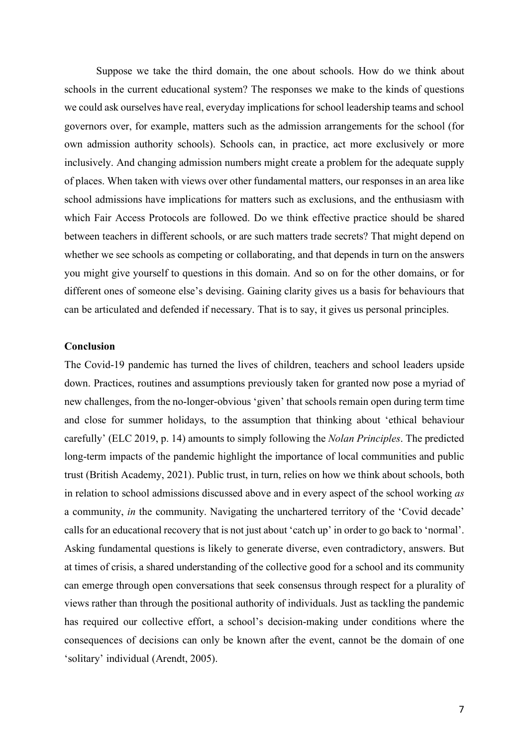Suppose we take the third domain, the one about schools. How do we think about schools in the current educational system? The responses we make to the kinds of questions we could ask ourselves have real, everyday implications for school leadership teams and school governors over, for example, matters such as the admission arrangements for the school (for own admission authority schools). Schools can, in practice, act more exclusively or more inclusively. And changing admission numbers might create a problem for the adequate supply of places. When taken with views over other fundamental matters, our responses in an area like school admissions have implications for matters such as exclusions, and the enthusiasm with which Fair Access Protocols are followed. Do we think effective practice should be shared between teachers in different schools, or are such matters trade secrets? That might depend on whether we see schools as competing or collaborating, and that depends in turn on the answers you might give yourself to questions in this domain. And so on for the other domains, or for different ones of someone else's devising. Gaining clarity gives us a basis for behaviours that can be articulated and defended if necessary. That is to say, it gives us personal principles.

## Conclusion

The Covid-19 pandemic has turned the lives of children, teachers and school leaders upside down. Practices, routines and assumptions previously taken for granted now pose a myriad of new challenges, from the no-longer-obvious 'given' that schools remain open during term time and close for summer holidays, to the assumption that thinking about 'ethical behaviour carefully' (ELC 2019, p. 14) amounts to simply following the *Nolan Principles*. The predicted long-term impacts of the pandemic highlight the importance of local communities and public trust (British Academy, 2021). Public trust, in turn, relies on how we think about schools, both in relation to school admissions discussed above and in every aspect of the school working *as* a community, *in* the community. Navigating the unchartered territory of the 'Covid decade' calls for an educational recovery that is not just about 'catch up' in order to go back to 'normal'. Asking fundamental questions is likely to generate diverse, even contradictory, answers. But at times of crisis, a shared understanding of the collective good for a school and its community can emerge through open conversations that seek consensus through respect for a plurality of views rather than through the positional authority of individuals. Just as tackling the pandemic has required our collective effort, a school's decision-making under conditions where the consequences of decisions can only be known after the event, cannot be the domain of one 'solitary' individual (Arendt, 2005).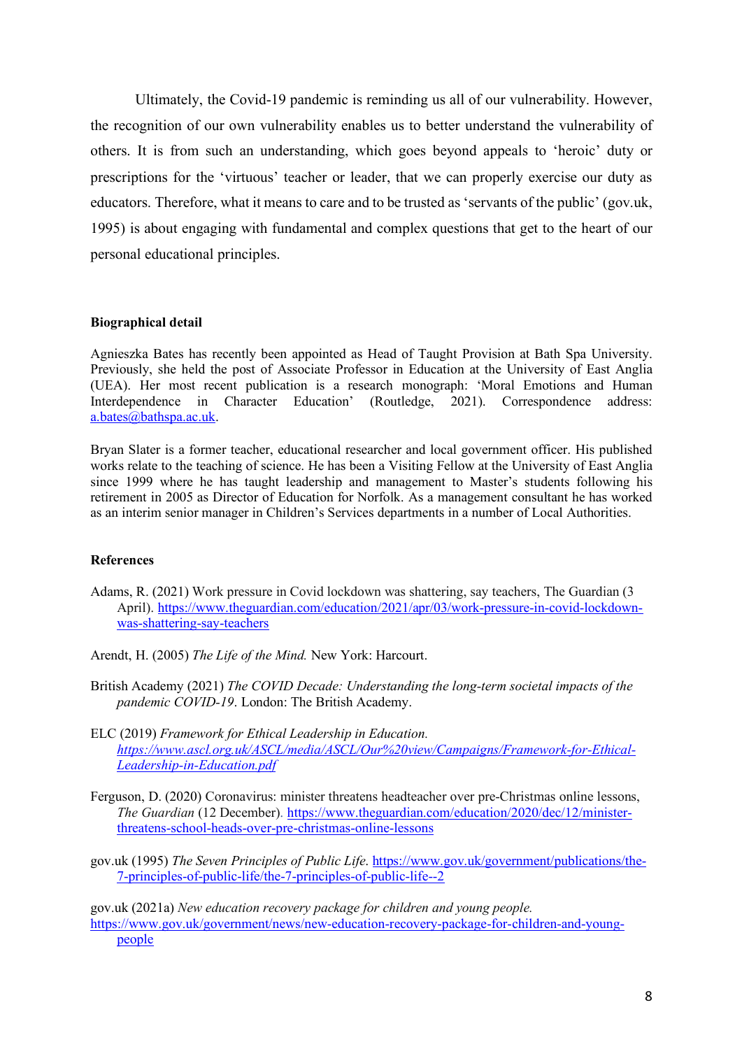Ultimately, the Covid-19 pandemic is reminding us all of our vulnerability. However, the recognition of our own vulnerability enables us to better understand the vulnerability of others. It is from such an understanding, which goes beyond appeals to 'heroic' duty or prescriptions for the 'virtuous' teacher or leader, that we can properly exercise our duty as educators. Therefore, what it means to care and to be trusted as 'servants of the public' (gov.uk, 1995) is about engaging with fundamental and complex questions that get to the heart of our personal educational principles.

**Biographical detail**

Agnieszka Bates has recently been appointed as Head of Taught Provision at Bath Spa University. Previously, she held the post of Associate Professor in Education at the University of East Anglia (UEA). Her most recent publication is a research monograph: 'Moral Emotions and Human Interdependence in Character Education' (Routledge, 2021). Correspondence address: a.bates@bathspa.ac.uk.

Bryan Slater is a former teacher, educational researcher and local government officer. His published works relate to the teaching of science. He has been a Visiting Fellow at the University of East Anglia since 1999 where he has taught leadership and management to Master's students following his retirement in 2005 as Director of Education for Norfolk. As a management consultant he has worked as an interim senior manager in Children's Services departments in a number of Local Authorities.

**References**

Adams, R. (2021) Work pressure in Covid lockdown was shattering, say teachers, The Guardian (3 April). https://www.theguardian.com/education/2021/apr/03/work-pressure-in-covid-lockdown-was-shattering-say-teachers

Arendt, H. (2005) *The Life of the Mind.* New York: Harcourt.

British Academy (2021) *The COVID Decade: Understanding the long-term societal impacts of the pandemic COVID-19*. London: The British Academy.

ELC (2019) *Framework for Ethical Leadership in Education. https://www.ascl.org.uk/ASCL/media/ASCL/Our%20view/Campaigns/Framework-for-Ethical-Leadership-in-Education.pdf*

Ferguson, D. (2020) Coronavirus: minister threatens headteacher over pre-Christmas online lessons, *The Guardian* (12 December). https://www.theguardian.com/education/2020/dec/12/minister-threatens-school-heads-over-pre-christmas-online-lessons

gov.uk (1995) *The Seven Principles of Public Life*. https://www.gov.uk/government/publications/the-7-principles-of-public-life/the-7-principles-of-public-life--2

gov.uk (2021a) *New education recovery package for children and young people.* https://www.gov.uk/government/news/new-education-recovery-package-for-children-and-young-people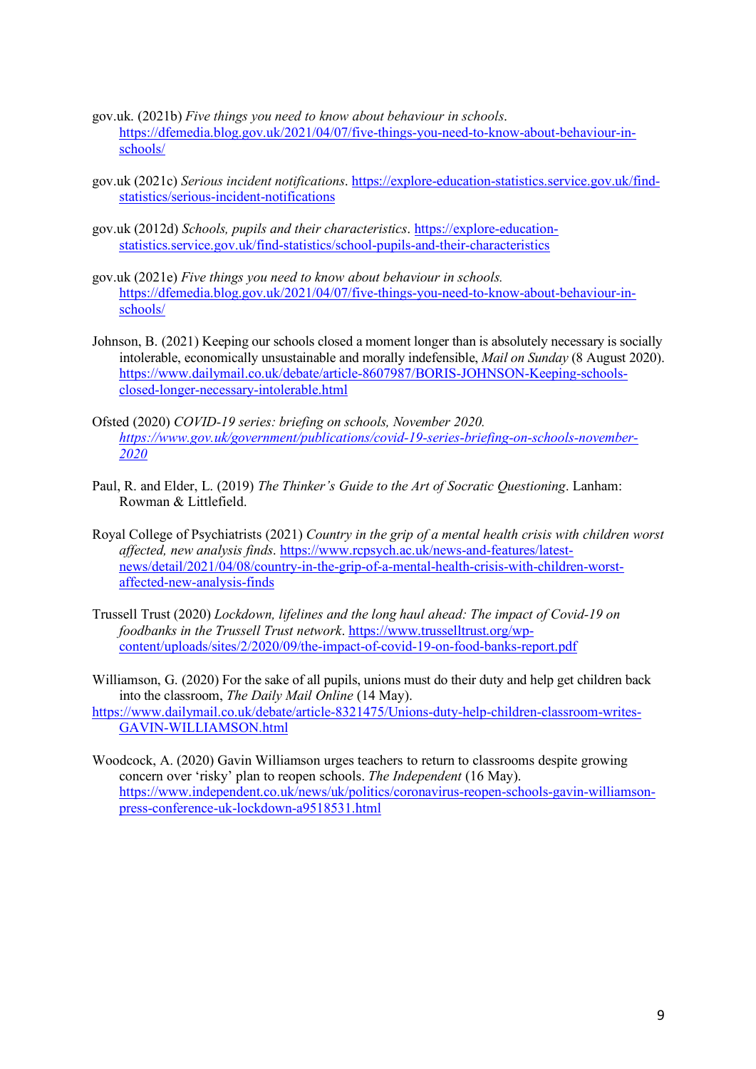gov.uk. (2021b) *Five things you need to know about behaviour in schools*. https://dfemedia.blog.gov.uk/2021/04/07/five-things-you-need-to-know-about-behaviour-in-schools/

gov.uk (2021c) *Serious incident notifications*. https://explore-education-statistics.service.gov.uk/find-statistics/serious-incident-notifications

gov.uk (2012d) *Schools, pupils and their characteristics*. https://explore-education-statistics.service.gov.uk/find-statistics/school-pupils-and-their-characteristics

gov.uk (2021e) *Five things you need to know about behaviour in schools.* https://dfemedia.blog.gov.uk/2021/04/07/five-things-you-need-to-know-about-behaviour-in-schools/

Johnson, B. (2021) Keeping our schools closed a moment longer than is absolutely necessary is socially intolerable, economically unsustainable and morally indefensible, *Mail on Sunday* (8 August 2020). https://www.dailymail.co.uk/debate/article-8607987/BORIS-JOHNSON-Keeping-schools-closed-longer-necessary-intolerable.html

Ofsted (2020) *COVID-19 series: briefing on schools, November 2020. https://www.gov.uk/government/publications/covid-19-series-briefing-on-schools-november-2020*

Paul, R. and Elder, L. (2019) *The Thinker's Guide to the Art of Socratic Questioning*. Lanham: Rowman & Littlefield.

Royal College of Psychiatrists (2021) *Country in the grip of a mental health crisis with children worst affected, new analysis finds*. https://www.rcpsych.ac.uk/news-and-features/latest-news/detail/2021/04/08/country-in-the-grip-of-a-mental-health-crisis-with-children-worst-affected-new-analysis-finds

Trussell Trust (2020) *Lockdown, lifelines and the long haul ahead: The impact of Covid-19 on foodbanks in the Trussell Trust network*. https://www.trusselltrust.org/wp-content/uploads/sites/2/2020/09/the-impact-of-covid-19-on-food-banks-report.pdf

Williamson, G. (2020) For the sake of all pupils, unions must do their duty and help get children back into the classroom, *The Daily Mail Online* (14 May). https://www.dailymail.co.uk/debate/article-8321475/Unions-duty-help-children-classroom-writes-GAVIN-WILLIAMSON.html

Woodcock, A. (2020) Gavin Williamson urges teachers to return to classrooms despite growing concern over 'risky' plan to reopen schools. *The Independent* (16 May). https://www.independent.co.uk/news/uk/politics/coronavirus-reopen-schools-gavin-williamson-press-conference-uk-lockdown-a9518531.html